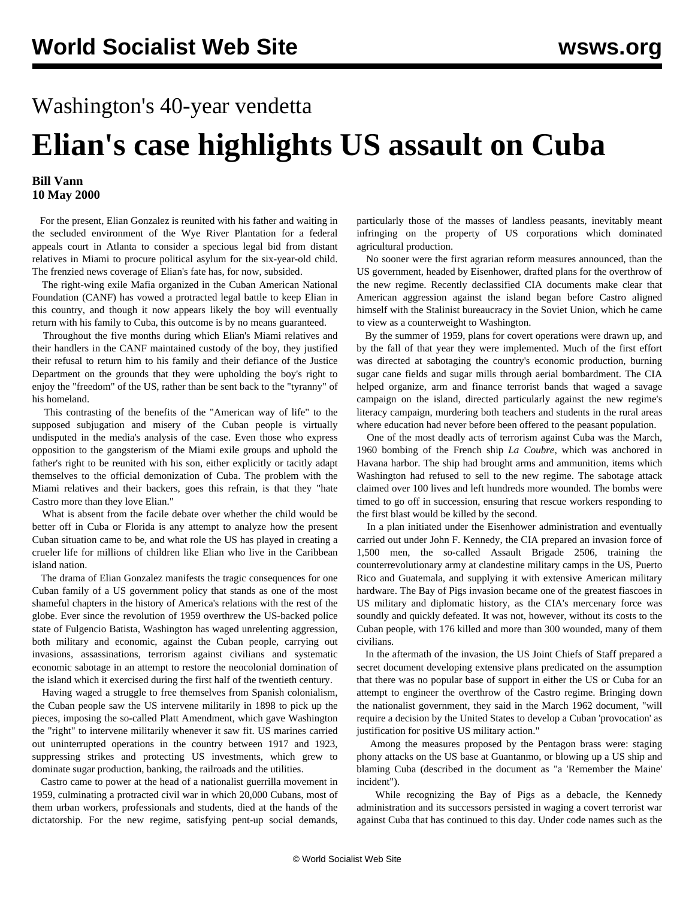Washington's 40-year vendetta

# Elian's case highlights US assault on Cuba

**Bill Vann**
**10 May 2000**

For the present, Elian Gonzalez is reunited with his father and waiting in the secluded environment of the Wye River Plantation for a federal appeals court in Atlanta to consider a specious legal bid from distant relatives in Miami to procure political asylum for the six-year-old child. The frenzied news coverage of Elian's fate has, for now, subsided.

The right-wing exile Mafia organized in the Cuban American National Foundation (CANF) has vowed a protracted legal battle to keep Elian in this country, and though it now appears likely the boy will eventually return with his family to Cuba, this outcome is by no means guaranteed.

Throughout the five months during which Elian's Miami relatives and their handlers in the CANF maintained custody of the boy, they justified their refusal to return him to his family and their defiance of the Justice Department on the grounds that they were upholding the boy's right to enjoy the "freedom" of the US, rather than be sent back to the "tyranny" of his homeland.

This contrasting of the benefits of the "American way of life" to the supposed subjugation and misery of the Cuban people is virtually undisputed in the media's analysis of the case. Even those who express opposition to the gangsterism of the Miami exile groups and uphold the father's right to be reunited with his son, either explicitly or tacitly adapt themselves to the official demonization of Cuba. The problem with the Miami relatives and their backers, goes this refrain, is that they "hate Castro more than they love Elian."

What is absent from the facile debate over whether the child would be better off in Cuba or Florida is any attempt to analyze how the present Cuban situation came to be, and what role the US has played in creating a crueler life for millions of children like Elian who live in the Caribbean island nation.

The drama of Elian Gonzalez manifests the tragic consequences for one Cuban family of a US government policy that stands as one of the most shameful chapters in the history of America's relations with the rest of the globe. Ever since the revolution of 1959 overthrew the US-backed police state of Fulgencio Batista, Washington has waged unrelenting aggression, both military and economic, against the Cuban people, carrying out invasions, assassinations, terrorism against civilians and systematic economic sabotage in an attempt to restore the neocolonial domination of the island which it exercised during the first half of the twentieth century.

Having waged a struggle to free themselves from Spanish colonialism, the Cuban people saw the US intervene militarily in 1898 to pick up the pieces, imposing the so-called Platt Amendment, which gave Washington the "right" to intervene militarily whenever it saw fit. US marines carried out uninterrupted operations in the country between 1917 and 1923, suppressing strikes and protecting US investments, which grew to dominate sugar production, banking, the railroads and the utilities.

Castro came to power at the head of a nationalist guerrilla movement in 1959, culminating a protracted civil war in which 20,000 Cubans, most of them urban workers, professionals and students, died at the hands of the dictatorship. For the new regime, satisfying pent-up social demands, particularly those of the masses of landless peasants, inevitably meant infringing on the property of US corporations which dominated agricultural production.

No sooner were the first agrarian reform measures announced, than the US government, headed by Eisenhower, drafted plans for the overthrow of the new regime. Recently declassified CIA documents make clear that American aggression against the island began before Castro aligned himself with the Stalinist bureaucracy in the Soviet Union, which he came to view as a counterweight to Washington.

By the summer of 1959, plans for covert operations were drawn up, and by the fall of that year they were implemented. Much of the first effort was directed at sabotaging the country's economic production, burning sugar cane fields and sugar mills through aerial bombardment. The CIA helped organize, arm and finance terrorist bands that waged a savage campaign on the island, directed particularly against the new regime's literacy campaign, murdering both teachers and students in the rural areas where education had never before been offered to the peasant population.

One of the most deadly acts of terrorism against Cuba was the March, 1960 bombing of the French ship *La Coubre*, which was anchored in Havana harbor. The ship had brought arms and ammunition, items which Washington had refused to sell to the new regime. The sabotage attack claimed over 100 lives and left hundreds more wounded. The bombs were timed to go off in succession, ensuring that rescue workers responding to the first blast would be killed by the second.

In a plan initiated under the Eisenhower administration and eventually carried out under John F. Kennedy, the CIA prepared an invasion force of 1,500 men, the so-called Assault Brigade 2506, training the counterrevolutionary army at clandestine military camps in the US, Puerto Rico and Guatemala, and supplying it with extensive American military hardware. The Bay of Pigs invasion became one of the greatest fiascoes in US military and diplomatic history, as the CIA's mercenary force was soundly and quickly defeated. It was not, however, without its costs to the Cuban people, with 176 killed and more than 300 wounded, many of them civilians.

In the aftermath of the invasion, the US Joint Chiefs of Staff prepared a secret document developing extensive plans predicated on the assumption that there was no popular base of support in either the US or Cuba for an attempt to engineer the overthrow of the Castro regime. Bringing down the nationalist government, they said in the March 1962 document, "will require a decision by the United States to develop a Cuban 'provocation' as justification for positive US military action."

Among the measures proposed by the Pentagon brass were: staging phony attacks on the US base at Guantanmo, or blowing up a US ship and blaming Cuba (described in the document as "a 'Remember the Maine' incident").

While recognizing the Bay of Pigs as a debacle, the Kennedy administration and its successors persisted in waging a covert terrorist war against Cuba that has continued to this day. Under code names such as the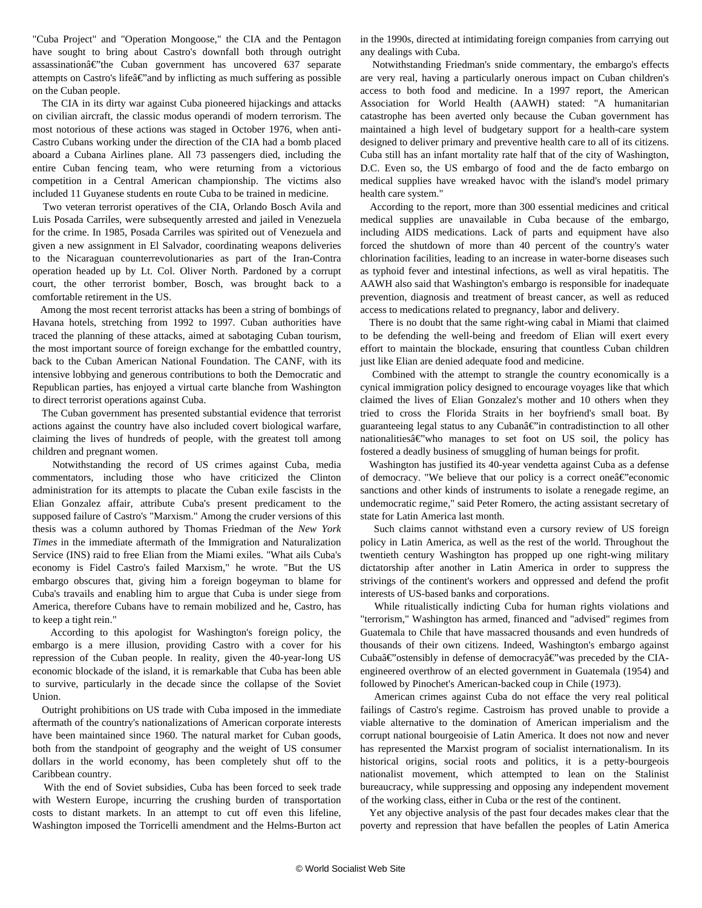"Cuba Project" and "Operation Mongoose," the CIA and the Pentagon have sought to bring about Castro's downfall both through outright assassinationâ€"the Cuban government has uncovered 637 separate attempts on Castro's lifeâ€"and by inflicting as much suffering as possible on the Cuban people.

The CIA in its dirty war against Cuba pioneered hijackings and attacks on civilian aircraft, the classic modus operandi of modern terrorism. The most notorious of these actions was staged in October 1976, when anti-Castro Cubans working under the direction of the CIA had a bomb placed aboard a Cubana Airlines plane. All 73 passengers died, including the entire Cuban fencing team, who were returning from a victorious competition in a Central American championship. The victims also included 11 Guyanese students en route Cuba to be trained in medicine.

Two veteran terrorist operatives of the CIA, Orlando Bosch Avila and Luis Posada Carriles, were subsequently arrested and jailed in Venezuela for the crime. In 1985, Posada Carriles was spirited out of Venezuela and given a new assignment in El Salvador, coordinating weapons deliveries to the Nicaraguan counterrevolutionaries as part of the Iran-Contra operation headed up by Lt. Col. Oliver North. Pardoned by a corrupt court, the other terrorist bomber, Bosch, was brought back to a comfortable retirement in the US.

Among the most recent terrorist attacks has been a string of bombings of Havana hotels, stretching from 1992 to 1997. Cuban authorities have traced the planning of these attacks, aimed at sabotaging Cuban tourism, the most important source of foreign exchange for the embattled country, back to the Cuban American National Foundation. The CANF, with its intensive lobbying and generous contributions to both the Democratic and Republican parties, has enjoyed a virtual carte blanche from Washington to direct terrorist operations against Cuba.

The Cuban government has presented substantial evidence that terrorist actions against the country have also included covert biological warfare, claiming the lives of hundreds of people, with the greatest toll among children and pregnant women.

Notwithstanding the record of US crimes against Cuba, media commentators, including those who have criticized the Clinton administration for its attempts to placate the Cuban exile fascists in the Elian Gonzalez affair, attribute Cuba's present predicament to the supposed failure of Castro's "Marxism." Among the cruder versions of this thesis was a column authored by Thomas Friedman of the *New York Times* in the immediate aftermath of the Immigration and Naturalization Service (INS) raid to free Elian from the Miami exiles. "What ails Cuba's economy is Fidel Castro's failed Marxism," he wrote. "But the US embargo obscures that, giving him a foreign bogeyman to blame for Cuba's travails and enabling him to argue that Cuba is under siege from America, therefore Cubans have to remain mobilized and he, Castro, has to keep a tight rein."

According to this apologist for Washington's foreign policy, the embargo is a mere illusion, providing Castro with a cover for his repression of the Cuban people. In reality, given the 40-year-long US economic blockade of the island, it is remarkable that Cuba has been able to survive, particularly in the decade since the collapse of the Soviet Union.

Outright prohibitions on US trade with Cuba imposed in the immediate aftermath of the country's nationalizations of American corporate interests have been maintained since 1960. The natural market for Cuban goods, both from the standpoint of geography and the weight of US consumer dollars in the world economy, has been completely shut off to the Caribbean country.

With the end of Soviet subsidies, Cuba has been forced to seek trade with Western Europe, incurring the crushing burden of transportation costs to distant markets. In an attempt to cut off even this lifeline, Washington imposed the Torricelli amendment and the Helms-Burton act in the 1990s, directed at intimidating foreign companies from carrying out any dealings with Cuba.

Notwithstanding Friedman's snide commentary, the embargo's effects are very real, having a particularly onerous impact on Cuban children's access to both food and medicine. In a 1997 report, the American Association for World Health (AAWH) stated: "A humanitarian catastrophe has been averted only because the Cuban government has maintained a high level of budgetary support for a health-care system designed to deliver primary and preventive health care to all of its citizens. Cuba still has an infant mortality rate half that of the city of Washington, D.C. Even so, the US embargo of food and the de facto embargo on medical supplies have wreaked havoc with the island's model primary health care system."

According to the report, more than 300 essential medicines and critical medical supplies are unavailable in Cuba because of the embargo, including AIDS medications. Lack of parts and equipment have also forced the shutdown of more than 40 percent of the country's water chlorination facilities, leading to an increase in water-borne diseases such as typhoid fever and intestinal infections, as well as viral hepatitis. The AAWH also said that Washington's embargo is responsible for inadequate prevention, diagnosis and treatment of breast cancer, as well as reduced access to medications related to pregnancy, labor and delivery.

There is no doubt that the same right-wing cabal in Miami that claimed to be defending the well-being and freedom of Elian will exert every effort to maintain the blockade, ensuring that countless Cuban children just like Elian are denied adequate food and medicine.

Combined with the attempt to strangle the country economically is a cynical immigration policy designed to encourage voyages like that which claimed the lives of Elian Gonzalez's mother and 10 others when they tried to cross the Florida Straits in her boyfriend's small boat. By guaranteeing legal status to any Cubanâ€"in contradistinction to all other nationalitiesâ€"who manages to set foot on US soil, the policy has fostered a deadly business of smuggling of human beings for profit.

Washington has justified its 40-year vendetta against Cuba as a defense of democracy. "We believe that our policy is a correct oneâ€"economic sanctions and other kinds of instruments to isolate a renegade regime, an undemocratic regime," said Peter Romero, the acting assistant secretary of state for Latin America last month.

Such claims cannot withstand even a cursory review of US foreign policy in Latin America, as well as the rest of the world. Throughout the twentieth century Washington has propped up one right-wing military dictatorship after another in Latin America in order to suppress the strivings of the continent's workers and oppressed and defend the profit interests of US-based banks and corporations.

While ritualistically indicting Cuba for human rights violations and "terrorism," Washington has armed, financed and "advised" regimes from Guatemala to Chile that have massacred thousands and even hundreds of thousands of their own citizens. Indeed, Washington's embargo against Cubaâ€"ostensibly in defense of democracyâ€"was preceded by the CIA-engineered overthrow of an elected government in Guatemala (1954) and followed by Pinochet's American-backed coup in Chile (1973).

American crimes against Cuba do not efface the very real political failings of Castro's regime. Castroism has proved unable to provide a viable alternative to the domination of American imperialism and the corrupt national bourgeoisie of Latin America. It does not now and never has represented the Marxist program of socialist internationalism. In its historical origins, social roots and politics, it is a petty-bourgeois nationalist movement, which attempted to lean on the Stalinist bureaucracy, while suppressing and opposing any independent movement of the working class, either in Cuba or the rest of the continent.

Yet any objective analysis of the past four decades makes clear that the poverty and repression that have befallen the peoples of Latin America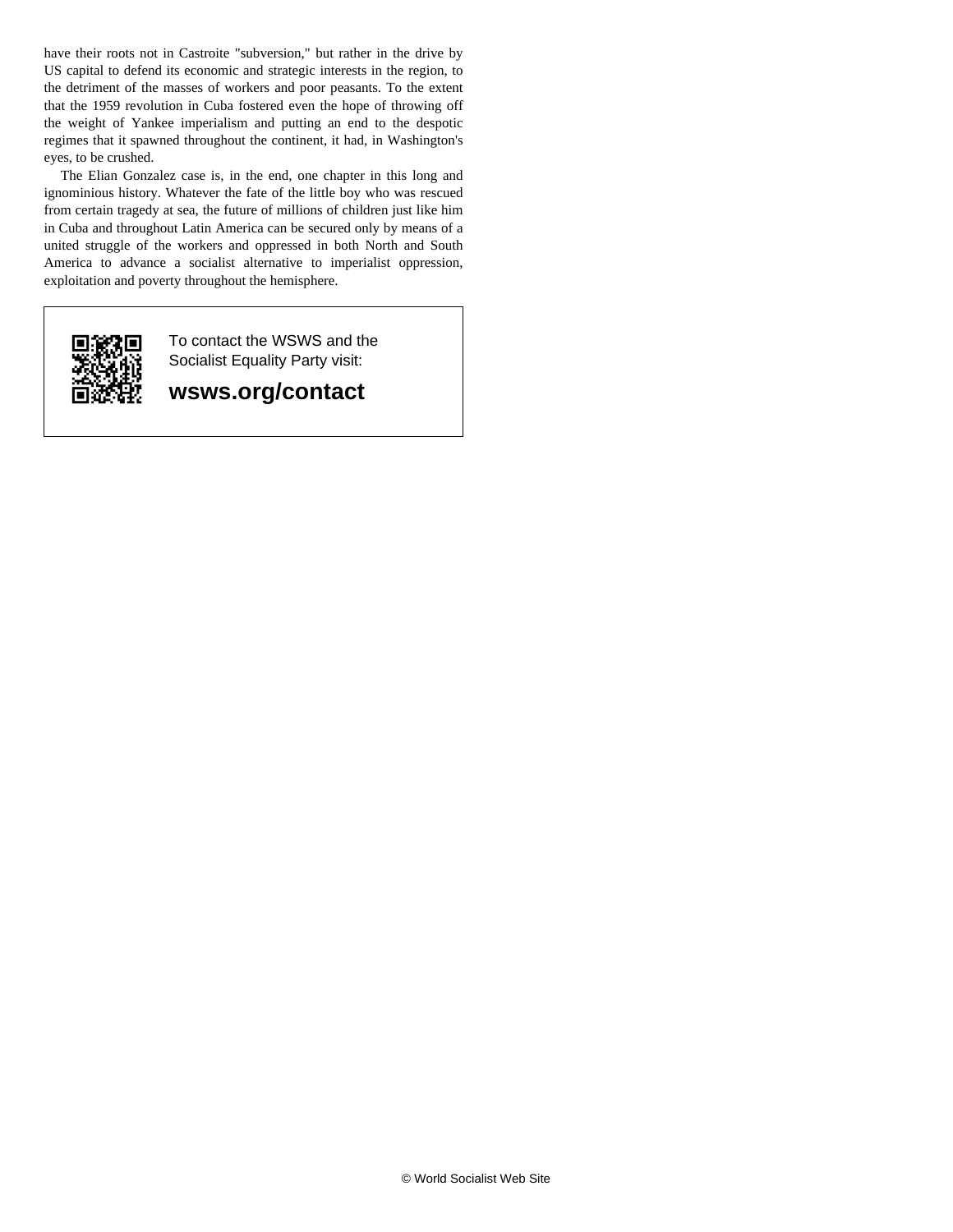have their roots not in Castroite "subversion," but rather in the drive by US capital to defend its economic and strategic interests in the region, to the detriment of the masses of workers and poor peasants. To the extent that the 1959 revolution in Cuba fostered even the hope of throwing off the weight of Yankee imperialism and putting an end to the despotic regimes that it spawned throughout the continent, it had, in Washington's eyes, to be crushed.

The Elian Gonzalez case is, in the end, one chapter in this long and ignominious history. Whatever the fate of the little boy who was rescued from certain tragedy at sea, the future of millions of children just like him in Cuba and throughout Latin America can be secured only by means of a united struggle of the workers and oppressed in both North and South America to advance a socialist alternative to imperialist oppression, exploitation and poverty throughout the hemisphere.

To contact the WSWS and the Socialist Equality Party visit:

**wsws.org/contact**